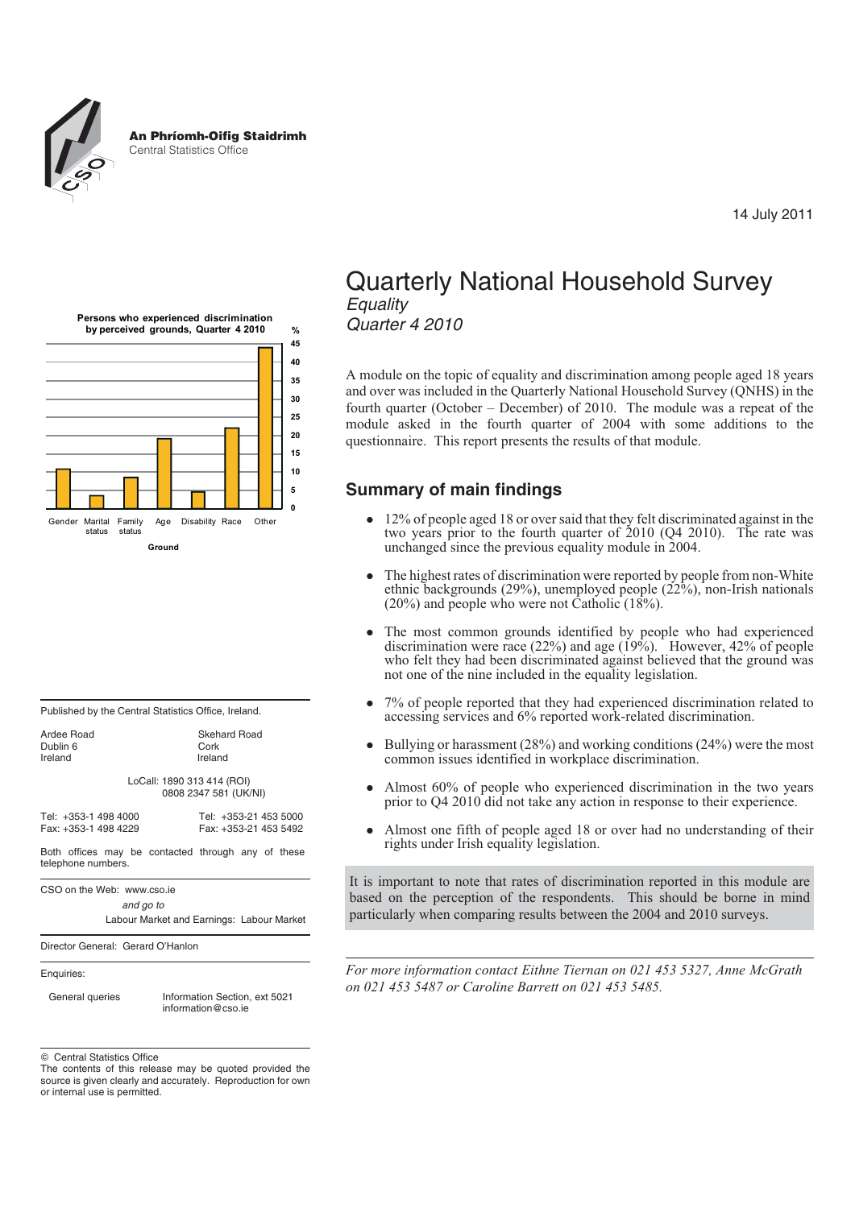**An Phríomh-Oifig Staidrimh**
Central Statistics Office

14 July 2011

# Quarterly National Household Survey

*Equality*
*Quarter 4 2010*

A module on the topic of equality and discrimination among people aged 18 years and over was included in the Quarterly National Household Survey (QNHS) in the fourth quarter (October – December) of 2010. The module was a repeat of the module asked in the fourth quarter of 2004 with some additions to the questionnaire. This report presents the results of that module.

**Persons who experienced discrimination by perceived grounds, Quarter 4 2010**

## Summary of main findings

- 12% of people aged 18 or over said that they felt discriminated against in the two years prior to the fourth quarter of 2010 (Q4 2010). The rate was unchanged since the previous equality module in 2004.
- The highest rates of discrimination were reported by people from non-White ethnic backgrounds (29%), unemployed people (22%), non-Irish nationals (20%) and people who were not Catholic (18%).
- The most common grounds identified by people who had experienced discrimination were race (22%) and age (19%). However, 42% of people who felt they had been discriminated against believed that the ground was not one of the nine included in the equality legislation.
- 7% of people reported that they had experienced discrimination related to accessing services and 6% reported work-related discrimination.
- Bullying or harassment (28%) and working conditions (24%) were the most common issues identified in workplace discrimination.
- Almost 60% of people who experienced discrimination in the two years prior to Q4 2010 did not take any action in response to their experience.
- Almost one fifth of people aged 18 or over had no understanding of their rights under Irish equality legislation.

It is important to note that rates of discrimination reported in this module are based on the perception of the respondents. This should be borne in mind particularly when comparing results between the 2004 and 2010 surveys.

*For more information contact Eithne Tiernan on 021 453 5327, Anne McGrath on 021 453 5487 or Caroline Barrett on 021 453 5485.*

Published by the Central Statistics Office, Ireland.

| | |
|---|---|
| Ardee Road<br>Dublin 6<br>Ireland | Skehard Road<br>Cork<br>Ireland |

LoCall: 1890 313 414 (ROI)
0808 2347 581 (UK/NI)

| | |
|---|---|
| Tel: +353-1 498 4000 | Tel: +353-21 453 5000 |
| Fax: +353-1 498 4229 | Fax: +353-21 453 5492 |

Both offices may be contacted through any of these telephone numbers.

CSO on the Web: www.cso.ie
*and go to*
Labour Market and Earnings: Labour Market

Director General: Gerard O'Hanlon

Enquiries:

General queries — Information Section, ext 5021
information@cso.ie

© Central Statistics Office
The contents of this release may be quoted provided the source is given clearly and accurately. Reproduction for own or internal use is permitted.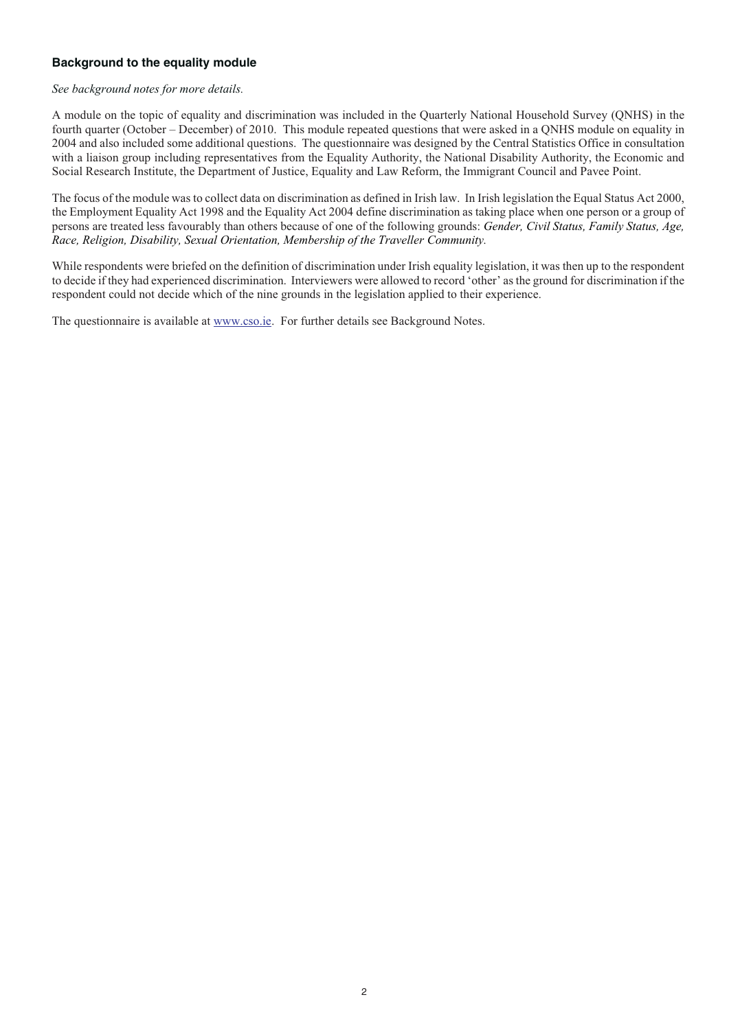### Background to the equality module

*See background notes for more details.*

A module on the topic of equality and discrimination was included in the Quarterly National Household Survey (QNHS) in the fourth quarter (October – December) of 2010. This module repeated questions that were asked in a QNHS module on equality in 2004 and also included some additional questions. The questionnaire was designed by the Central Statistics Office in consultation with a liaison group including representatives from the Equality Authority, the National Disability Authority, the Economic and Social Research Institute, the Department of Justice, Equality and Law Reform, the Immigrant Council and Pavee Point.

The focus of the module was to collect data on discrimination as defined in Irish law. In Irish legislation the Equal Status Act 2000, the Employment Equality Act 1998 and the Equality Act 2004 define discrimination as taking place when one person or a group of persons are treated less favourably than others because of one of the following grounds: *Gender, Civil Status, Family Status, Age, Race, Religion, Disability, Sexual Orientation, Membership of the Traveller Community.*

While respondents were briefed on the definition of discrimination under Irish equality legislation, it was then up to the respondent to decide if they had experienced discrimination. Interviewers were allowed to record 'other' as the ground for discrimination if the respondent could not decide which of the nine grounds in the legislation applied to their experience.

The questionnaire is available at www.cso.ie. For further details see Background Notes.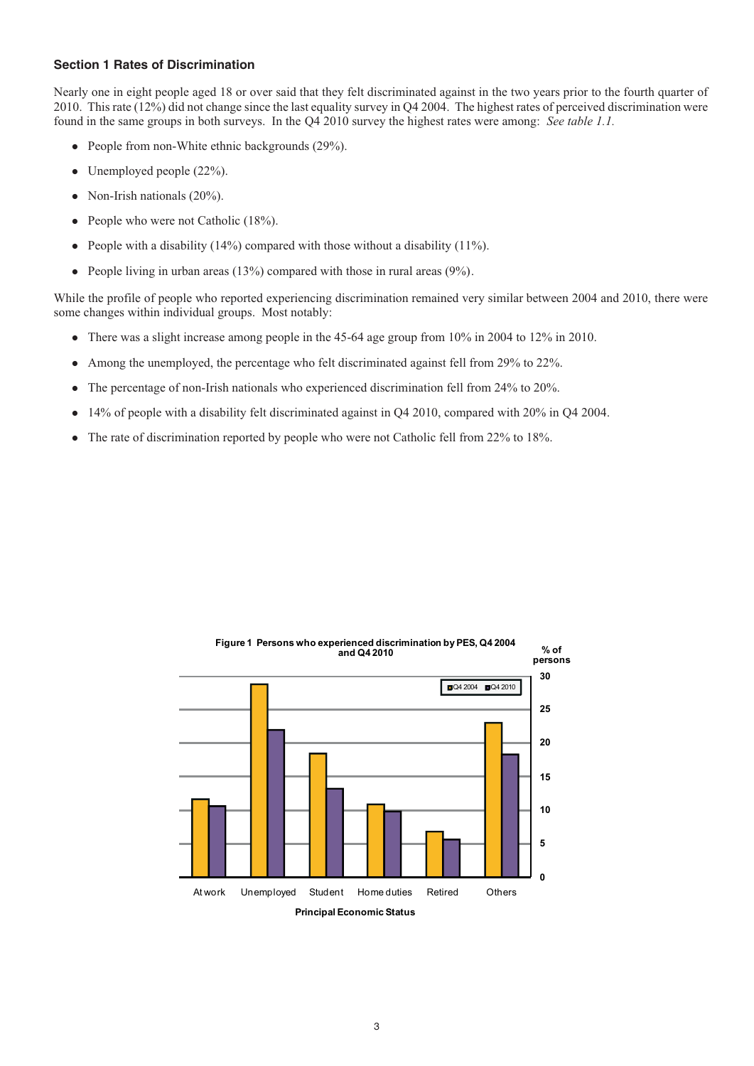## Section 1 Rates of Discrimination

Nearly one in eight people aged 18 or over said that they felt discriminated against in the two years prior to the fourth quarter of 2010. This rate (12%) did not change since the last equality survey in Q4 2004. The highest rates of perceived discrimination were found in the same groups in both surveys. In the Q4 2010 survey the highest rates were among: *See table 1.1.*

- People from non-White ethnic backgrounds (29%).
- Unemployed people (22%).
- Non-Irish nationals (20%).
- People who were not Catholic (18%).
- People with a disability (14%) compared with those without a disability (11%).
- People living in urban areas (13%) compared with those in rural areas (9%).

While the profile of people who reported experiencing discrimination remained very similar between 2004 and 2010, there were some changes within individual groups. Most notably:

- There was a slight increase among people in the 45-64 age group from 10% in 2004 to 12% in 2010.
- Among the unemployed, the percentage who felt discriminated against fell from 29% to 22%.
- The percentage of non-Irish nationals who experienced discrimination fell from 24% to 20%.
- 14% of people with a disability felt discriminated against in Q4 2010, compared with 20% in Q4 2004.
- The rate of discrimination reported by people who were not Catholic fell from 22% to 18%.

**Figure 1 Persons who experienced discrimination by PES, Q4 2004 and Q4 2010**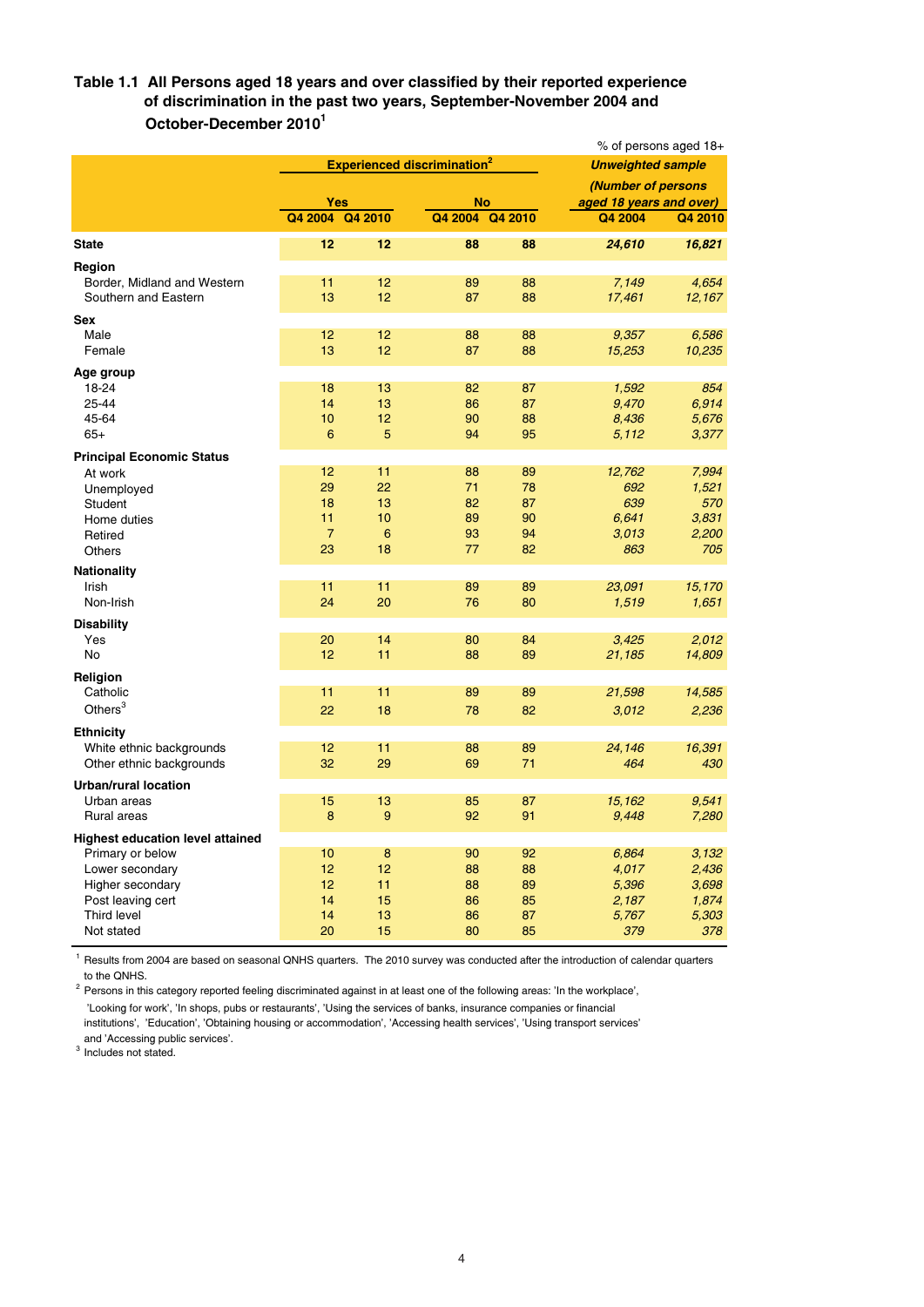### Table 1.1 All Persons aged 18 years and over classified by their reported experience of discrimination in the past two years, September-November 2004 and October-December 2010[1]

% of persons aged 18+

| | Experienced discrimination[2] | | | | *Unweighted sample (Number of persons aged 18 years and over)* | |
|---|---|---|---|---|---|---|
| | Yes | | No | | | |
| | Q4 2004 | Q4 2010 | Q4 2004 | Q4 2010 | Q4 2004 | Q4 2010 |
| **State** | **12** | **12** | **88** | **88** | ***24,610*** | ***16,821*** |
| **Region** | | | | | | |
| Border, Midland and Western | 11 | 12 | 89 | 88 | *7,149* | *4,654* |
| Southern and Eastern | 13 | 12 | 87 | 88 | *17,461* | *12,167* |
| **Sex** | | | | | | |
| Male | 12 | 12 | 88 | 88 | *9,357* | *6,586* |
| Female | 13 | 12 | 87 | 88 | *15,253* | *10,235* |
| **Age group** | | | | | | |
| 18-24 | 18 | 13 | 82 | 87 | *1,592* | *854* |
| 25-44 | 14 | 13 | 86 | 87 | *9,470* | *6,914* |
| 45-64 | 10 | 12 | 90 | 88 | *8,436* | *5,676* |
| 65+ | 6 | 5 | 94 | 95 | *5,112* | *3,377* |
| **Principal Economic Status** | | | | | | |
| At work | 12 | 11 | 88 | 89 | *12,762* | *7,994* |
| Unemployed | 29 | 22 | 71 | 78 | *692* | *1,521* |
| Student | 18 | 13 | 82 | 87 | *639* | *570* |
| Home duties | 11 | 10 | 89 | 90 | *6,641* | *3,831* |
| Retired | 7 | 6 | 93 | 94 | *3,013* | *2,200* |
| Others | 23 | 18 | 77 | 82 | *863* | *705* |
| **Nationality** | | | | | | |
| Irish | 11 | 11 | 89 | 89 | *23,091* | *15,170* |
| Non-Irish | 24 | 20 | 76 | 80 | *1,519* | *1,651* |
| **Disability** | | | | | | |
| Yes | 20 | 14 | 80 | 84 | *3,425* | *2,012* |
| No | 12 | 11 | 88 | 89 | *21,185* | *14,809* |
| **Religion** | | | | | | |
| Catholic | 11 | 11 | 89 | 89 | *21,598* | *14,585* |
| Others[3] | 22 | 18 | 78 | 82 | *3,012* | *2,236* |
| **Ethnicity** | | | | | | |
| White ethnic backgrounds | 12 | 11 | 88 | 89 | *24,146* | *16,391* |
| Other ethnic backgrounds | 32 | 29 | 69 | 71 | *464* | *430* |
| **Urban/rural location** | | | | | | |
| Urban areas | 15 | 13 | 85 | 87 | *15,162* | *9,541* |
| Rural areas | 8 | 9 | 92 | 91 | *9,448* | *7,280* |
| **Highest education level attained** | | | | | | |
| Primary or below | 10 | 8 | 90 | 92 | *6,864* | *3,132* |
| Lower secondary | 12 | 12 | 88 | 88 | *4,017* | *2,436* |
| Higher secondary | 12 | 11 | 88 | 89 | *5,396* | *3,698* |
| Post leaving cert | 14 | 15 | 86 | 85 | *2,187* | *1,874* |
| Third level | 14 | 13 | 86 | 87 | *5,767* | *5,303* |
| Not stated | 20 | 15 | 80 | 85 | *379* | *378* |

[1] Results from 2004 are based on seasonal QNHS quarters. The 2010 survey was conducted after the introduction of calendar quarters to the QNHS.

[2] Persons in this category reported feeling discriminated against in at least one of the following areas: 'In the workplace', 'Looking for work', 'In shops, pubs or restaurants', 'Using the services of banks, insurance companies or financial institutions', 'Education', 'Obtaining housing or accommodation', 'Accessing health services', 'Using transport services' and 'Accessing public services'.

[3] Includes not stated.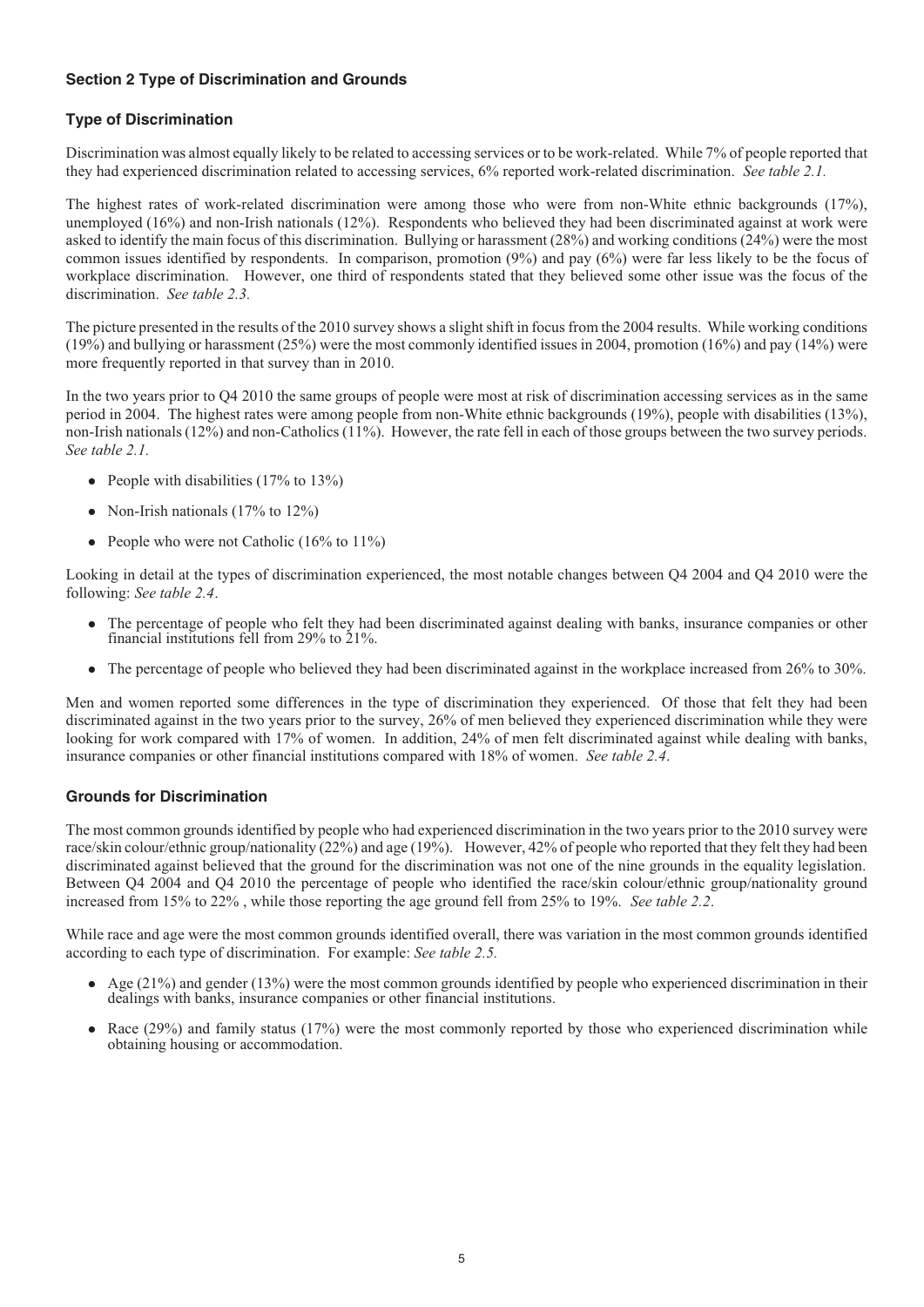## Section 2 Type of Discrimination and Grounds

### Type of Discrimination

Discrimination was almost equally likely to be related to accessing services or to be work-related. While 7% of people reported that they had experienced discrimination related to accessing services, 6% reported work-related discrimination. *See table 2.1.*

The highest rates of work-related discrimination were among those who were from non-White ethnic backgrounds (17%), unemployed (16%) and non-Irish nationals (12%). Respondents who believed they had been discriminated against at work were asked to identify the main focus of this discrimination. Bullying or harassment (28%) and working conditions (24%) were the most common issues identified by respondents. In comparison, promotion (9%) and pay (6%) were far less likely to be the focus of workplace discrimination. However, one third of respondents stated that they believed some other issue was the focus of the discrimination. *See table 2.3.*

The picture presented in the results of the 2010 survey shows a slight shift in focus from the 2004 results. While working conditions (19%) and bullying or harassment (25%) were the most commonly identified issues in 2004, promotion (16%) and pay (14%) were more frequently reported in that survey than in 2010.

In the two years prior to Q4 2010 the same groups of people were most at risk of discrimination accessing services as in the same period in 2004. The highest rates were among people from non-White ethnic backgrounds (19%), people with disabilities (13%), non-Irish nationals (12%) and non-Catholics (11%). However, the rate fell in each of those groups between the two survey periods. *See table 2.1.*

- People with disabilities (17% to 13%)
- Non-Irish nationals (17% to 12%)
- People who were not Catholic (16% to 11%)

Looking in detail at the types of discrimination experienced, the most notable changes between Q4 2004 and Q4 2010 were the following: *See table 2.4*.

- The percentage of people who felt they had been discriminated against dealing with banks, insurance companies or other financial institutions fell from 29% to 21%.
- The percentage of people who believed they had been discriminated against in the workplace increased from 26% to 30%.

Men and women reported some differences in the type of discrimination they experienced. Of those that felt they had been discriminated against in the two years prior to the survey, 26% of men believed they experienced discrimination while they were looking for work compared with 17% of women. In addition, 24% of men felt discriminated against while dealing with banks, insurance companies or other financial institutions compared with 18% of women. *See table 2.4*.

### Grounds for Discrimination

The most common grounds identified by people who had experienced discrimination in the two years prior to the 2010 survey were race/skin colour/ethnic group/nationality (22%) and age (19%). However, 42% of people who reported that they felt they had been discriminated against believed that the ground for the discrimination was not one of the nine grounds in the equality legislation. Between Q4 2004 and Q4 2010 the percentage of people who identified the race/skin colour/ethnic group/nationality ground increased from 15% to 22% , while those reporting the age ground fell from 25% to 19%. *See table 2.2*.

While race and age were the most common grounds identified overall, there was variation in the most common grounds identified according to each type of discrimination. For example: *See table 2.5.*

- Age (21%) and gender (13%) were the most common grounds identified by people who experienced discrimination in their dealings with banks, insurance companies or other financial institutions.
- Race (29%) and family status (17%) were the most commonly reported by those who experienced discrimination while obtaining housing or accommodation.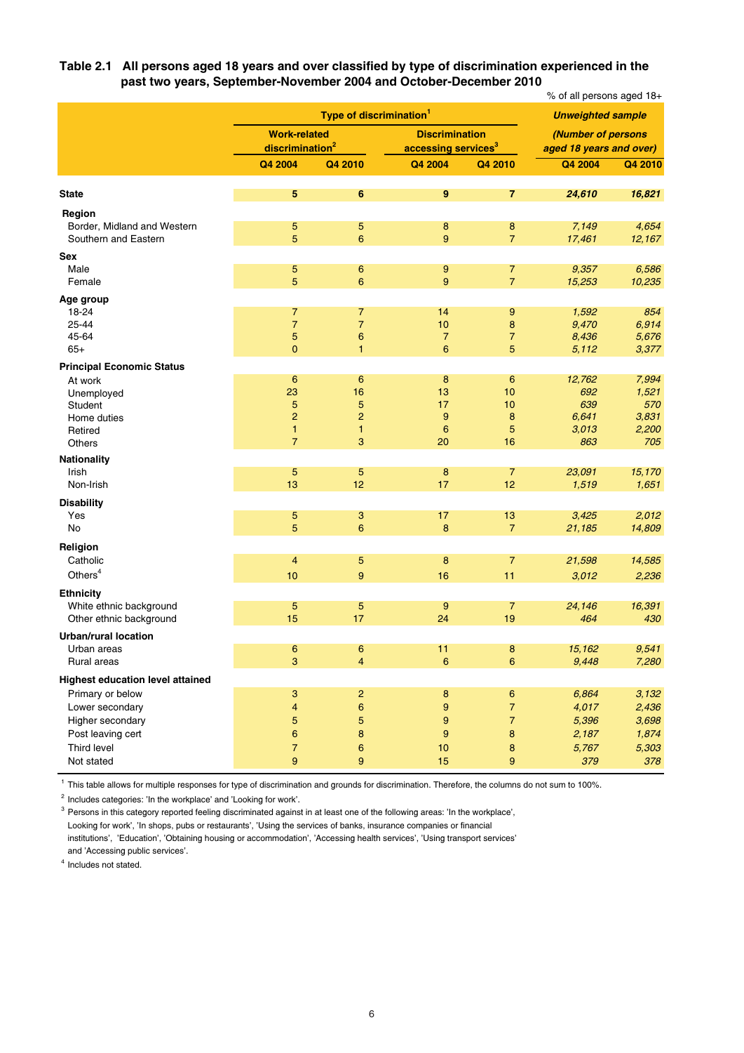### Table 2.1 All persons aged 18 years and over classified by type of discrimination experienced in the past two years, September-November 2004 and October-December 2010

% of all persons aged 18+

| | Type of discrimination[1] | | | | *Unweighted sample (Number of persons aged 18 years and over)* | |
|---|---|---|---|---|---|---|
| | Work-related discrimination[2] | | Discrimination accessing services[3] | | | |
| | Q4 2004 | Q4 2010 | Q4 2004 | Q4 2010 | Q4 2004 | Q4 2010 |
| **State** | **5** | **6** | **9** | **7** | ***24,610*** | ***16,821*** |
| **Region** | | | | | | |
| Border, Midland and Western | 5 | 5 | 8 | 8 | *7,149* | *4,654* |
| Southern and Eastern | 5 | 6 | 9 | 7 | *17,461* | *12,167* |
| **Sex** | | | | | | |
| Male | 5 | 6 | 9 | 7 | *9,357* | *6,586* |
| Female | 5 | 6 | 9 | 7 | *15,253* | *10,235* |
| **Age group** | | | | | | |
| 18-24 | 7 | 7 | 14 | 9 | *1,592* | *854* |
| 25-44 | 7 | 7 | 10 | 8 | *9,470* | *6,914* |
| 45-64 | 5 | 6 | 7 | 7 | *8,436* | *5,676* |
| 65+ | 0 | 1 | 6 | 5 | *5,112* | *3,377* |
| **Principal Economic Status** | | | | | | |
| At work | 6 | 6 | 8 | 6 | *12,762* | *7,994* |
| Unemployed | 23 | 16 | 13 | 10 | *692* | *1,521* |
| Student | 5 | 5 | 17 | 10 | *639* | *570* |
| Home duties | 2 | 2 | 9 | 8 | *6,641* | *3,831* |
| Retired | 1 | 1 | 6 | 5 | *3,013* | *2,200* |
| Others | 7 | 3 | 20 | 16 | *863* | *705* |
| **Nationality** | | | | | | |
| Irish | 5 | 5 | 8 | 7 | *23,091* | *15,170* |
| Non-Irish | 13 | 12 | 17 | 12 | *1,519* | *1,651* |
| **Disability** | | | | | | |
| Yes | 5 | 3 | 17 | 13 | *3,425* | *2,012* |
| No | 5 | 6 | 8 | 7 | *21,185* | *14,809* |
| **Religion** | | | | | | |
| Catholic | 4 | 5 | 8 | 7 | *21,598* | *14,585* |
| Others[4] | 10 | 9 | 16 | 11 | *3,012* | *2,236* |
| **Ethnicity** | | | | | | |
| White ethnic background | 5 | 5 | 9 | 7 | *24,146* | *16,391* |
| Other ethnic background | 15 | 17 | 24 | 19 | *464* | *430* |
| **Urban/rural location** | | | | | | |
| Urban areas | 6 | 6 | 11 | 8 | *15,162* | *9,541* |
| Rural areas | 3 | 4 | 6 | 6 | *9,448* | *7,280* |
| **Highest education level attained** | | | | | | |
| Primary or below | 3 | 2 | 8 | 6 | *6,864* | *3,132* |
| Lower secondary | 4 | 6 | 9 | 7 | *4,017* | *2,436* |
| Higher secondary | 5 | 5 | 9 | 7 | *5,396* | *3,698* |
| Post leaving cert | 6 | 8 | 9 | 8 | *2,187* | *1,874* |
| Third level | 7 | 6 | 10 | 8 | *5,767* | *5,303* |
| Not stated | 9 | 9 | 15 | 9 | *379* | *378* |

[1] This table allows for multiple responses for type of discrimination and grounds for discrimination. Therefore, the columns do not sum to 100%.

[2] Includes categories: 'In the workplace' and 'Looking for work'.

[3] Persons in this category reported feeling discriminated against in at least one of the following areas: 'In the workplace', Looking for work', 'In shops, pubs or restaurants', 'Using the services of banks, insurance companies or financial institutions', 'Education', 'Obtaining housing or accommodation', 'Accessing health services', 'Using transport services' and 'Accessing public services'.

[4] Includes not stated.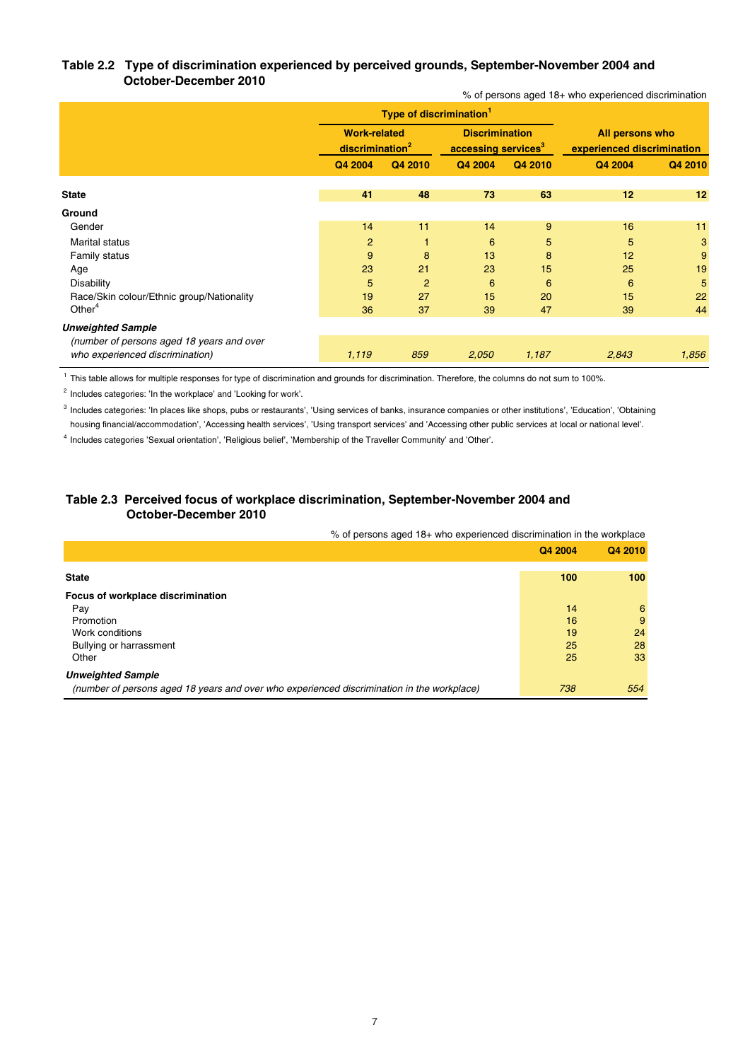### Table 2.2 Type of discrimination experienced by perceived grounds, September-November 2004 and October-December 2010

% of persons aged 18+ who experienced discrimination

| | Type of discrimination[1] | | | | | |
|---|---|---|---|---|---|---|
| | Work-related discrimination[2] | | Discrimination accessing services[3] | | All persons who experienced discrimination | |
| | Q4 2004 | Q4 2010 | Q4 2004 | Q4 2010 | Q4 2004 | Q4 2010 |
| **State** | **41** | **48** | **73** | **63** | **12** | **12** |
| **Ground** | | | | | | |
| Gender | 14 | 11 | 14 | 9 | 16 | 11 |
| Marital status | 2 | 1 | 6 | 5 | 5 | 3 |
| Family status | 9 | 8 | 13 | 8 | 12 | 9 |
| Age | 23 | 21 | 23 | 15 | 25 | 19 |
| Disability | 5 | 2 | 6 | 6 | 6 | 5 |
| Race/Skin colour/Ethnic group/Nationality | 19 | 27 | 15 | 20 | 15 | 22 |
| Other[4] | 36 | 37 | 39 | 47 | 39 | 44 |
| ***Unweighted Sample*** | | | | | | |
| *(number of persons aged 18 years and over who experienced discrimination)* | *1,119* | *859* | *2,050* | *1,187* | *2,843* | *1,856* |

[1] This table allows for multiple responses for type of discrimination and grounds for discrimination. Therefore, the columns do not sum to 100%.

[2] Includes categories: 'In the workplace' and 'Looking for work'.

[3] Includes categories: 'In places like shops, pubs or restaurants', 'Using services of banks, insurance companies or other institutions', 'Education', 'Obtaining housing financial/accommodation', 'Accessing health services', 'Using transport services' and 'Accessing other public services at local or national level'.

[4] Includes categories 'Sexual orientation', 'Religious belief', 'Membership of the Traveller Community' and 'Other'.

### Table 2.3 Perceived focus of workplace discrimination, September-November 2004 and October-December 2010

% of persons aged 18+ who experienced discrimination in the workplace

| | Q4 2004 | Q4 2010 |
|---|---|---|
| **State** | **100** | **100** |
| **Focus of workplace discrimination** | | |
| Pay | 14 | 6 |
| Promotion | 16 | 9 |
| Work conditions | 19 | 24 |
| Bullying or harrassment | 25 | 28 |
| Other | 25 | 33 |
| ***Unweighted Sample*** | | |
| *(number of persons aged 18 years and over who experienced discrimination in the workplace)* | *738* | *554* |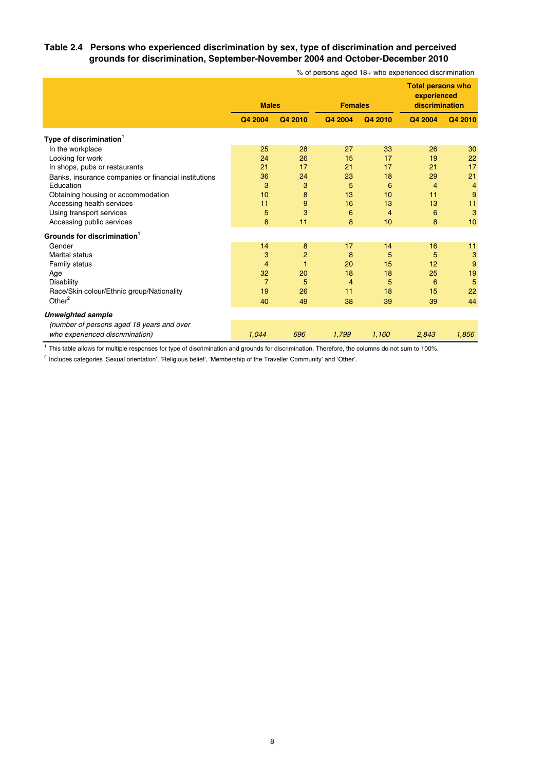### Table 2.4 Persons who experienced discrimination by sex, type of discrimination and perceived grounds for discrimination, September-November 2004 and October-December 2010

% of persons aged 18+ who experienced discrimination

| | Males | | Females | | Total persons who experienced discrimination | |
|---|---|---|---|---|---|---|
| | Q4 2004 | Q4 2010 | Q4 2004 | Q4 2010 | Q4 2004 | Q4 2010 |
| **Type of discrimination**[1] | | | | | | |
| In the workplace | 25 | 28 | 27 | 33 | 26 | 30 |
| Looking for work | 24 | 26 | 15 | 17 | 19 | 22 |
| In shops, pubs or restaurants | 21 | 17 | 21 | 17 | 21 | 17 |
| Banks, insurance companies or financial institutions | 36 | 24 | 23 | 18 | 29 | 21 |
| Education | 3 | 3 | 5 | 6 | 4 | 4 |
| Obtaining housing or accommodation | 10 | 8 | 13 | 10 | 11 | 9 |
| Accessing health services | 11 | 9 | 16 | 13 | 13 | 11 |
| Using transport services | 5 | 3 | 6 | 4 | 6 | 3 |
| Accessing public services | 8 | 11 | 8 | 10 | 8 | 10 |
| **Grounds for discrimination**[1] | | | | | | |
| Gender | 14 | 8 | 17 | 14 | 16 | 11 |
| Marital status | 3 | 2 | 8 | 5 | 5 | 3 |
| Family status | 4 | 1 | 20 | 15 | 12 | 9 |
| Age | 32 | 20 | 18 | 18 | 25 | 19 |
| Disability | 7 | 5 | 4 | 5 | 6 | 5 |
| Race/Skin colour/Ethnic group/Nationality | 19 | 26 | 11 | 18 | 15 | 22 |
| Other[2] | 40 | 49 | 38 | 39 | 39 | 44 |
| ***Unweighted sample*** *(number of persons aged 18 years and over who experienced discrimination)* | *1,044* | *696* | *1,799* | *1,160* | *2,843* | *1,856* |

[1] This table allows for multiple responses for type of discrimination and grounds for discrimination. Therefore, the columns do not sum to 100%.

[2] Includes categories 'Sexual orientation', 'Religious belief', 'Membership of the Traveller Community' and 'Other'.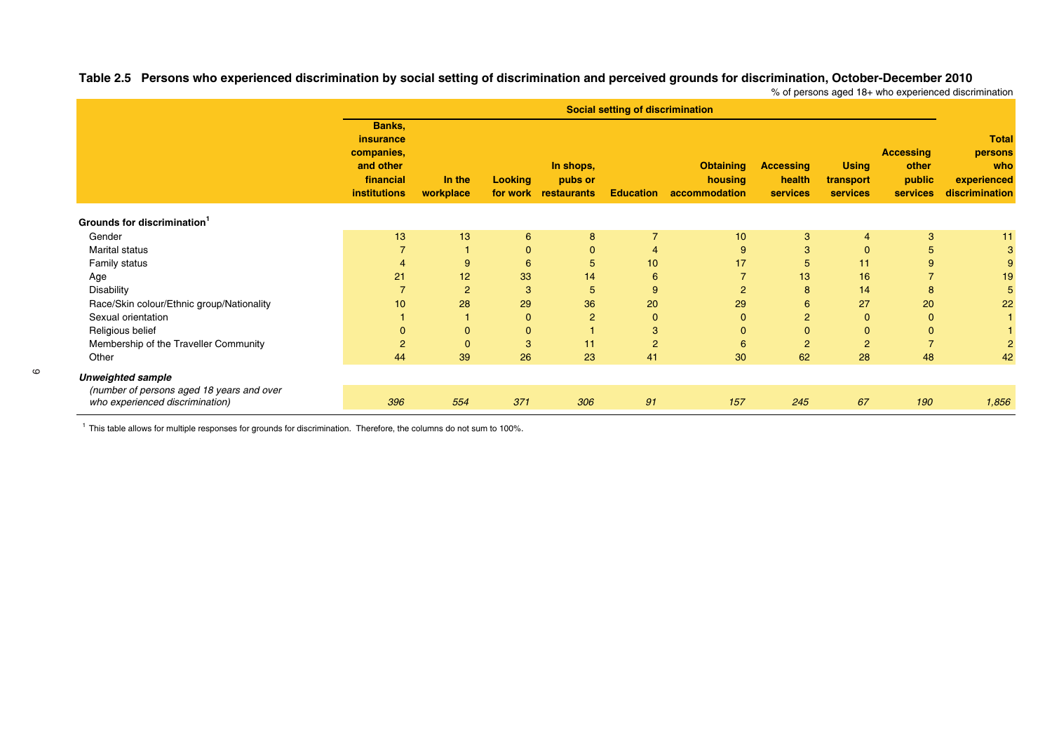**Table 2.5 Persons who experienced discrimination by social setting of discrimination and perceived grounds for discrimination, October-December 2010**

% of persons aged 18+ who experienced discrimination

| | Social setting of discrimination | | | | | | | | | |
|---|---|---|---|---|---|---|---|---|---|---|
| | Banks, insurance companies, and other financial institutions | In the workplace | Looking for work | In shops, pubs or restaurants | Education | Obtaining housing accommodation | Accessing health services | Using transport services | Accessing other public services | Total persons who experienced discrimination |
| **Grounds for discrimination[1]** | | | | | | | | | | |
| Gender | 13 | 13 | 6 | 8 | 7 | 10 | 3 | 4 | 3 | 11 |
| Marital status | 7 | 1 | 0 | 0 | 4 | 9 | 3 | 0 | 5 | 3 |
| Family status | 4 | 9 | 6 | 5 | 10 | 17 | 5 | 11 | 9 | 9 |
| Age | 21 | 12 | 33 | 14 | 6 | 7 | 13 | 16 | 7 | 19 |
| Disability | 7 | 2 | 3 | 5 | 9 | 2 | 8 | 14 | 8 | 5 |
| Race/Skin colour/Ethnic group/Nationality | 10 | 28 | 29 | 36 | 20 | 29 | 6 | 27 | 20 | 22 |
| Sexual orientation | 1 | 1 | 0 | 2 | 0 | 0 | 2 | 0 | 0 | 1 |
| Religious belief | 0 | 0 | 0 | 1 | 3 | 0 | 0 | 0 | 0 | 1 |
| Membership of the Traveller Community | 2 | 0 | 3 | 11 | 2 | 6 | 2 | 2 | 7 | 2 |
| Other | 44 | 39 | 26 | 23 | 41 | 30 | 62 | 28 | 48 | 42 |
| ***Unweighted sample*** *(number of persons aged 18 years and over who experienced discrimination)* | *396* | *554* | *371* | *306* | *91* | *157* | *245* | *67* | *190* | *1,856* |

[1] This table allows for multiple responses for grounds for discrimination. Therefore, the columns do not sum to 100%.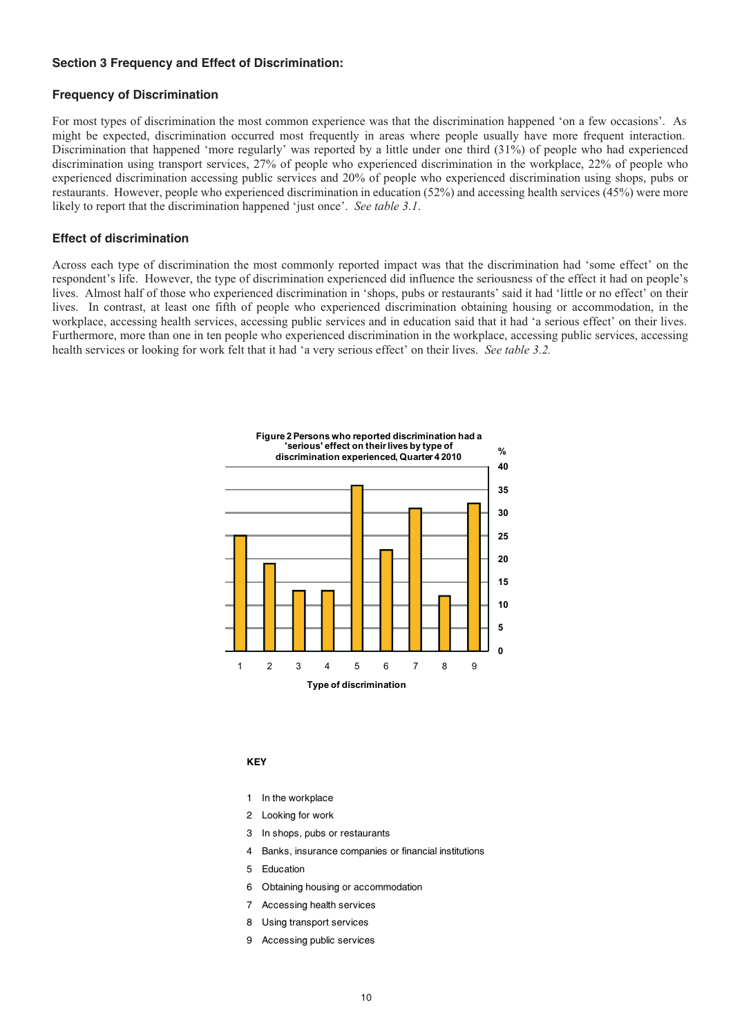## Section 3 Frequency and Effect of Discrimination:

### Frequency of Discrimination

For most types of discrimination the most common experience was that the discrimination happened 'on a few occasions'. As might be expected, discrimination occurred most frequently in areas where people usually have more frequent interaction. Discrimination that happened 'more regularly' was reported by a little under one third (31%) of people who had experienced discrimination using transport services, 27% of people who experienced discrimination in the workplace, 22% of people who experienced discrimination accessing public services and 20% of people who experienced discrimination using shops, pubs or restaurants. However, people who experienced discrimination in education (52%) and accessing health services (45%) were more likely to report that the discrimination happened 'just once'. *See table 3.1*.

### Effect of discrimination

Across each type of discrimination the most commonly reported impact was that the discrimination had 'some effect' on the respondent's life. However, the type of discrimination experienced did influence the seriousness of the effect it had on people's lives. Almost half of those who experienced discrimination in 'shops, pubs or restaurants' said it had 'little or no effect' on their lives. In contrast, at least one fifth of people who experienced discrimination obtaining housing or accommodation, in the workplace, accessing health services, accessing public services and in education said that it had 'a serious effect' on their lives. Furthermore, more than one in ten people who experienced discrimination in the workplace, accessing public services, accessing health services or looking for work felt that it had 'a very serious effect' on their lives. *See table 3.2.*

**Figure 2 Persons who reported discrimination had a 'serious' effect on their lives by type of discrimination experienced, Quarter 4 2010**

Y-axis: % (0–40). X-axis: Type of discrimination (1–9).

**KEY**

1 In the workplace
2 Looking for work
3 In shops, pubs or restaurants
4 Banks, insurance companies or financial institutions
5 Education
6 Obtaining housing or accommodation
7 Accessing health services
8 Using transport services
9 Accessing public services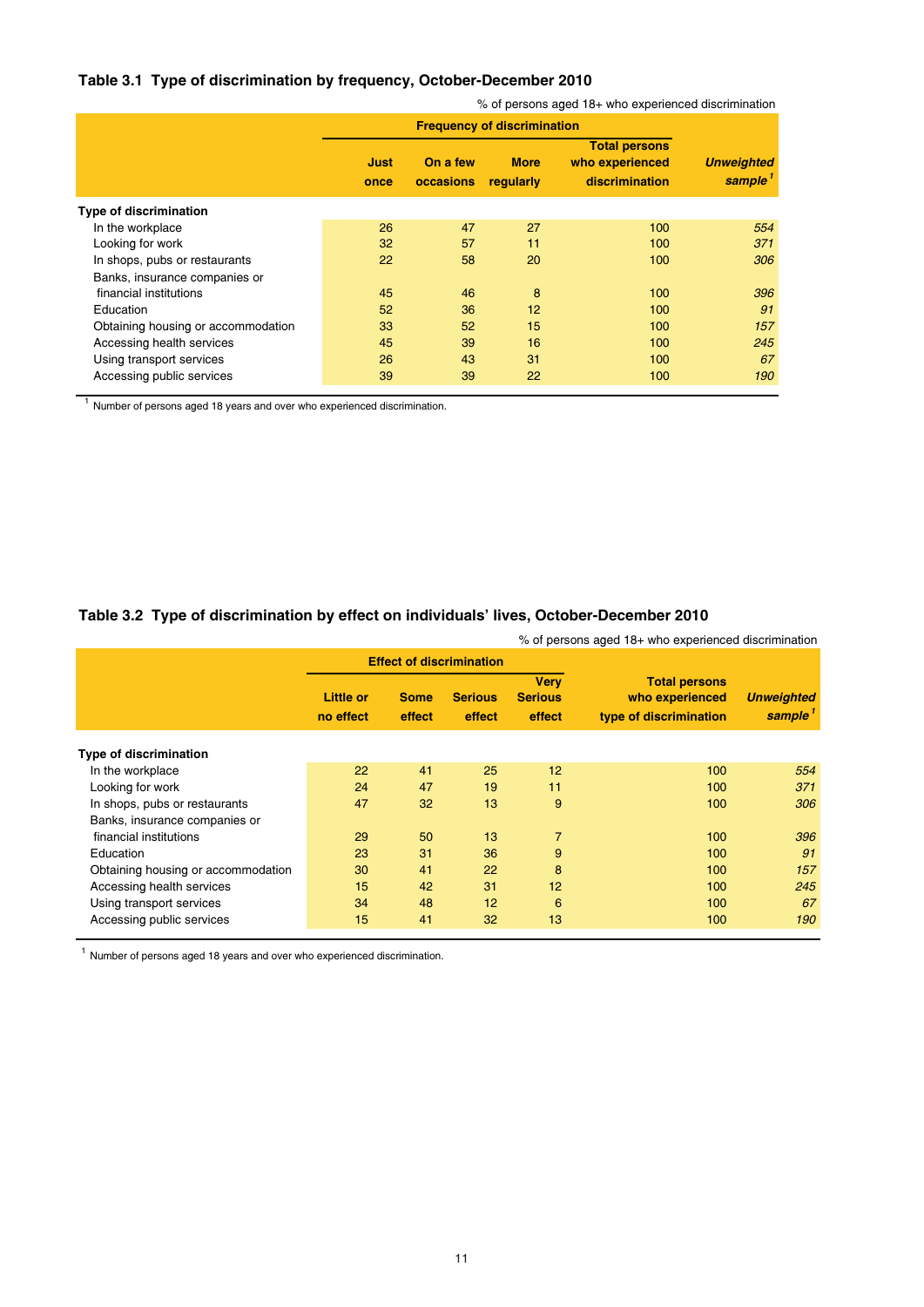### Table 3.1 Type of discrimination by frequency, October-December 2010

% of persons aged 18+ who experienced discrimination

| | Frequency of discrimination | | | | |
|---|---|---|---|---|---|
| | Just once | On a few occasions | More regularly | Total persons who experienced discrimination | *Unweighted sample*[1] |
| **Type of discrimination** | | | | | |
| In the workplace | 26 | 47 | 27 | 100 | *554* |
| Looking for work | 32 | 57 | 11 | 100 | *371* |
| In shops, pubs or restaurants | 22 | 58 | 20 | 100 | *306* |
| Banks, insurance companies or financial institutions | 45 | 46 | 8 | 100 | *396* |
| Education | 52 | 36 | 12 | 100 | *91* |
| Obtaining housing or accommodation | 33 | 52 | 15 | 100 | *157* |
| Accessing health services | 45 | 39 | 16 | 100 | *245* |
| Using transport services | 26 | 43 | 31 | 100 | *67* |
| Accessing public services | 39 | 39 | 22 | 100 | *190* |

[1] Number of persons aged 18 years and over who experienced discrimination.

### Table 3.2 Type of discrimination by effect on individuals' lives, October-December 2010

% of persons aged 18+ who experienced discrimination

| | Effect of discrimination | | | | | |
|---|---|---|---|---|---|---|
| | Little or no effect | Some effect | Serious effect | Very Serious effect | Total persons who experienced type of discrimination | *Unweighted sample*[1] |
| **Type of discrimination** | | | | | | |
| In the workplace | 22 | 41 | 25 | 12 | 100 | *554* |
| Looking for work | 24 | 47 | 19 | 11 | 100 | *371* |
| In shops, pubs or restaurants | 47 | 32 | 13 | 9 | 100 | *306* |
| Banks, insurance companies or financial institutions | 29 | 50 | 13 | 7 | 100 | *396* |
| Education | 23 | 31 | 36 | 9 | 100 | *91* |
| Obtaining housing or accommodation | 30 | 41 | 22 | 8 | 100 | *157* |
| Accessing health services | 15 | 42 | 31 | 12 | 100 | *245* |
| Using transport services | 34 | 48 | 12 | 6 | 100 | *67* |
| Accessing public services | 15 | 41 | 32 | 13 | 100 | *190* |

[1] Number of persons aged 18 years and over who experienced discrimination.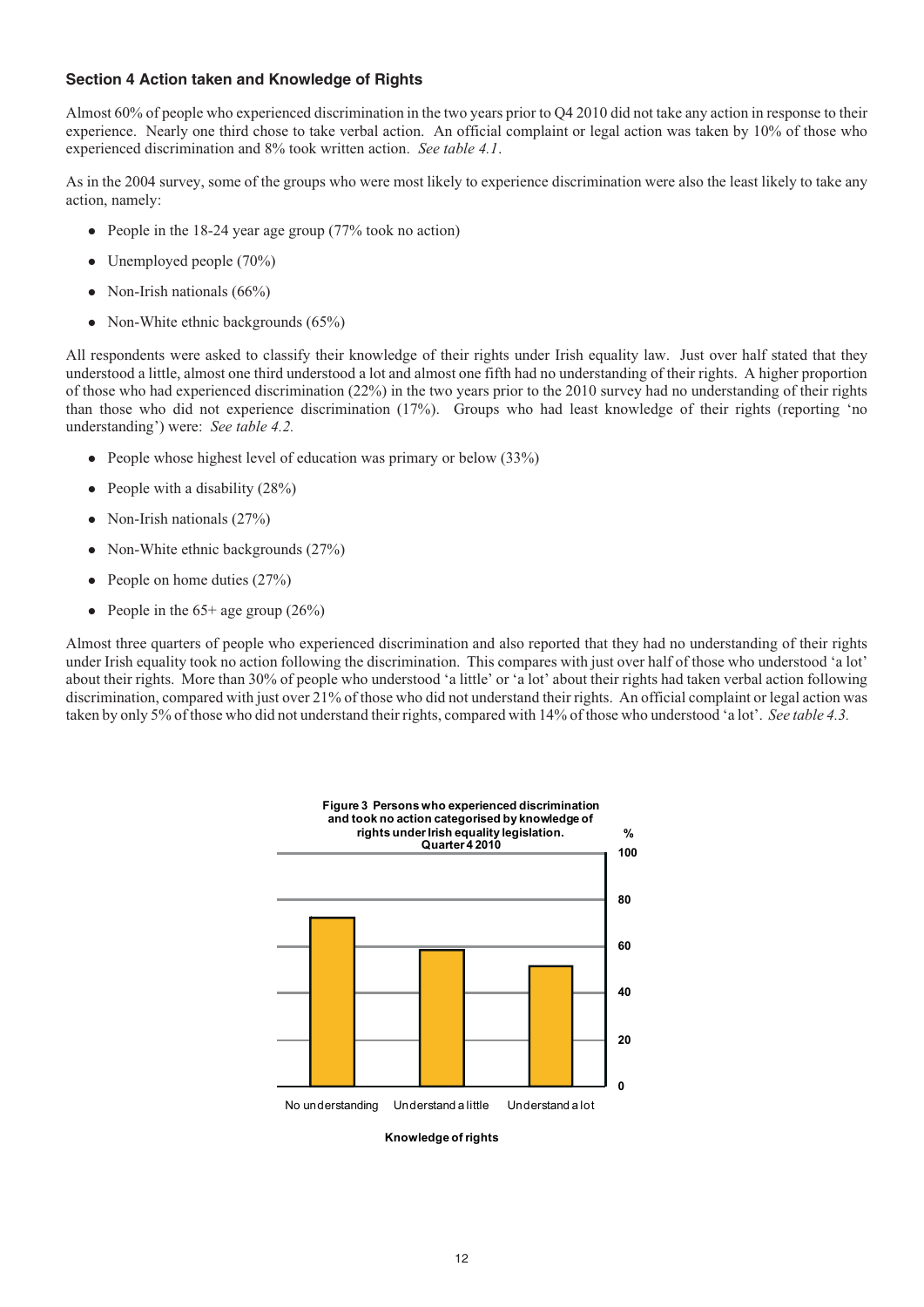## Section 4 Action taken and Knowledge of Rights

Almost 60% of people who experienced discrimination in the two years prior to Q4 2010 did not take any action in response to their experience. Nearly one third chose to take verbal action. An official complaint or legal action was taken by 10% of those who experienced discrimination and 8% took written action. *See table 4.1*.

As in the 2004 survey, some of the groups who were most likely to experience discrimination were also the least likely to take any action, namely:

- People in the 18-24 year age group (77% took no action)
- Unemployed people (70%)
- Non-Irish nationals (66%)
- Non-White ethnic backgrounds (65%)

All respondents were asked to classify their knowledge of their rights under Irish equality law. Just over half stated that they understood a little, almost one third understood a lot and almost one fifth had no understanding of their rights. A higher proportion of those who had experienced discrimination (22%) in the two years prior to the 2010 survey had no understanding of their rights than those who did not experience discrimination (17%). Groups who had least knowledge of their rights (reporting 'no understanding') were: *See table 4.2.*

- People whose highest level of education was primary or below (33%)
- People with a disability (28%)
- Non-Irish nationals (27%)
- Non-White ethnic backgrounds (27%)
- People on home duties (27%)
- People in the 65+ age group (26%)

Almost three quarters of people who experienced discrimination and also reported that they had no understanding of their rights under Irish equality law took no action following the discrimination. This compares with just over half of those who understood 'a lot' about their rights. More than 30% of people who understood 'a little' or 'a lot' about their rights had taken verbal action following discrimination, compared with just over 21% of those who did not understand their rights. An official complaint or legal action was taken by only 5% of those who did not understand their rights, compared with 14% of those who understood 'a lot'. *See table 4.3.*

**Figure 3 Persons who experienced discrimination and took no action categorised by knowledge of rights under Irish equality legislation. Quarter 4 2010**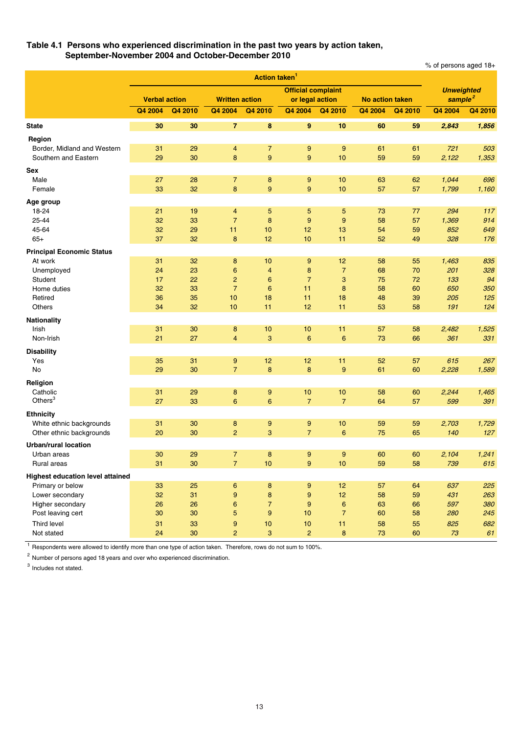**Table 4.1 Persons who experienced discrimination in the past two years by action taken, September-November 2004 and October-December 2010**

% of persons aged 18+

| | Action taken[1] | | | | | | | | *Unweighted sample[2]* | |
|---|---|---|---|---|---|---|---|---|---|---|
| | Verbal action | | Written action | | Official complaint or legal action | | No action taken | | | |
| | Q4 2004 | Q4 2010 | Q4 2004 | Q4 2010 | Q4 2004 | Q4 2010 | Q4 2004 | Q4 2010 | Q4 2004 | Q4 2010 |
| **State** | **30** | **30** | **7** | **8** | **9** | **10** | **60** | **59** | ***2,843*** | ***1,856*** |
| **Region** | | | | | | | | | | |
| Border, Midland and Western | 31 | 29 | 4 | 7 | 9 | 9 | 61 | 61 | *721* | *503* |
| Southern and Eastern | 29 | 30 | 8 | 9 | 9 | 10 | 59 | 59 | *2,122* | *1,353* |
| **Sex** | | | | | | | | | | |
| Male | 27 | 28 | 7 | 8 | 9 | 10 | 63 | 62 | *1,044* | *696* |
| Female | 33 | 32 | 8 | 9 | 9 | 10 | 57 | 57 | *1,799* | *1,160* |
| **Age group** | | | | | | | | | | |
| 18-24 | 21 | 19 | 4 | 5 | 5 | 5 | 73 | 77 | *294* | *117* |
| 25-44 | 32 | 33 | 7 | 8 | 9 | 9 | 58 | 57 | *1,369* | *914* |
| 45-64 | 32 | 29 | 11 | 10 | 12 | 13 | 54 | 59 | *852* | *649* |
| 65+ | 37 | 32 | 8 | 12 | 10 | 11 | 52 | 49 | *328* | *176* |
| **Principal Economic Status** | | | | | | | | | | |
| At work | 31 | 32 | 8 | 10 | 9 | 12 | 58 | 55 | *1,463* | *835* |
| Unemployed | 24 | 23 | 6 | 4 | 8 | 7 | 68 | 70 | *201* | *328* |
| Student | 17 | 22 | 2 | 6 | 7 | 3 | 75 | 72 | *133* | *94* |
| Home duties | 32 | 33 | 7 | 6 | 11 | 8 | 58 | 60 | *650* | *350* |
| Retired | 36 | 35 | 10 | 18 | 11 | 18 | 48 | 39 | *205* | *125* |
| Others | 34 | 32 | 10 | 11 | 12 | 11 | 53 | 58 | *191* | *124* |
| **Nationality** | | | | | | | | | | |
| Irish | 31 | 30 | 8 | 10 | 10 | 11 | 57 | 58 | *2,482* | *1,525* |
| Non-Irish | 21 | 27 | 4 | 3 | 6 | 6 | 73 | 66 | *361* | *331* |
| **Disability** | | | | | | | | | | |
| Yes | 35 | 31 | 9 | 12 | 12 | 11 | 52 | 57 | *615* | *267* |
| No | 29 | 30 | 7 | 8 | 8 | 9 | 61 | 60 | *2,228* | *1,589* |
| **Religion** | | | | | | | | | | |
| Catholic | 31 | 29 | 8 | 9 | 10 | 10 | 58 | 60 | *2,244* | *1,465* |
| Others[3] | 27 | 33 | 6 | 6 | 7 | 7 | 64 | 57 | *599* | *391* |
| **Ethnicity** | | | | | | | | | | |
| White ethnic backgrounds | 31 | 30 | 8 | 9 | 9 | 10 | 59 | 59 | *2,703* | *1,729* |
| Other ethnic backgrounds | 20 | 30 | 2 | 3 | 7 | 6 | 75 | 65 | *140* | *127* |
| **Urban/rural location** | | | | | | | | | | |
| Urban areas | 30 | 29 | 7 | 8 | 9 | 9 | 60 | 60 | *2,104* | *1,241* |
| Rural areas | 31 | 30 | 7 | 10 | 9 | 10 | 59 | 58 | *739* | *615* |
| **Highest education level attained** | | | | | | | | | | |
| Primary or below | 33 | 25 | 6 | 8 | 9 | 12 | 57 | 64 | *637* | *225* |
| Lower secondary | 32 | 31 | 9 | 8 | 9 | 12 | 58 | 59 | *431* | *263* |
| Higher secondary | 26 | 26 | 6 | 7 | 9 | 6 | 63 | 66 | *597* | *380* |
| Post leaving cert | 30 | 30 | 5 | 9 | 10 | 7 | 60 | 58 | *280* | *245* |
| Third level | 31 | 33 | 9 | 10 | 10 | 11 | 58 | 55 | *825* | *682* |
| Not stated | 24 | 30 | 2 | 3 | 2 | 8 | 73 | 60 | *73* | *61* |

[1] Respondents were allowed to identify more than one type of action taken. Therefore, rows do not sum to 100%.

[2] Number of persons aged 18 years and over who experienced discrimination.

[3] Includes not stated.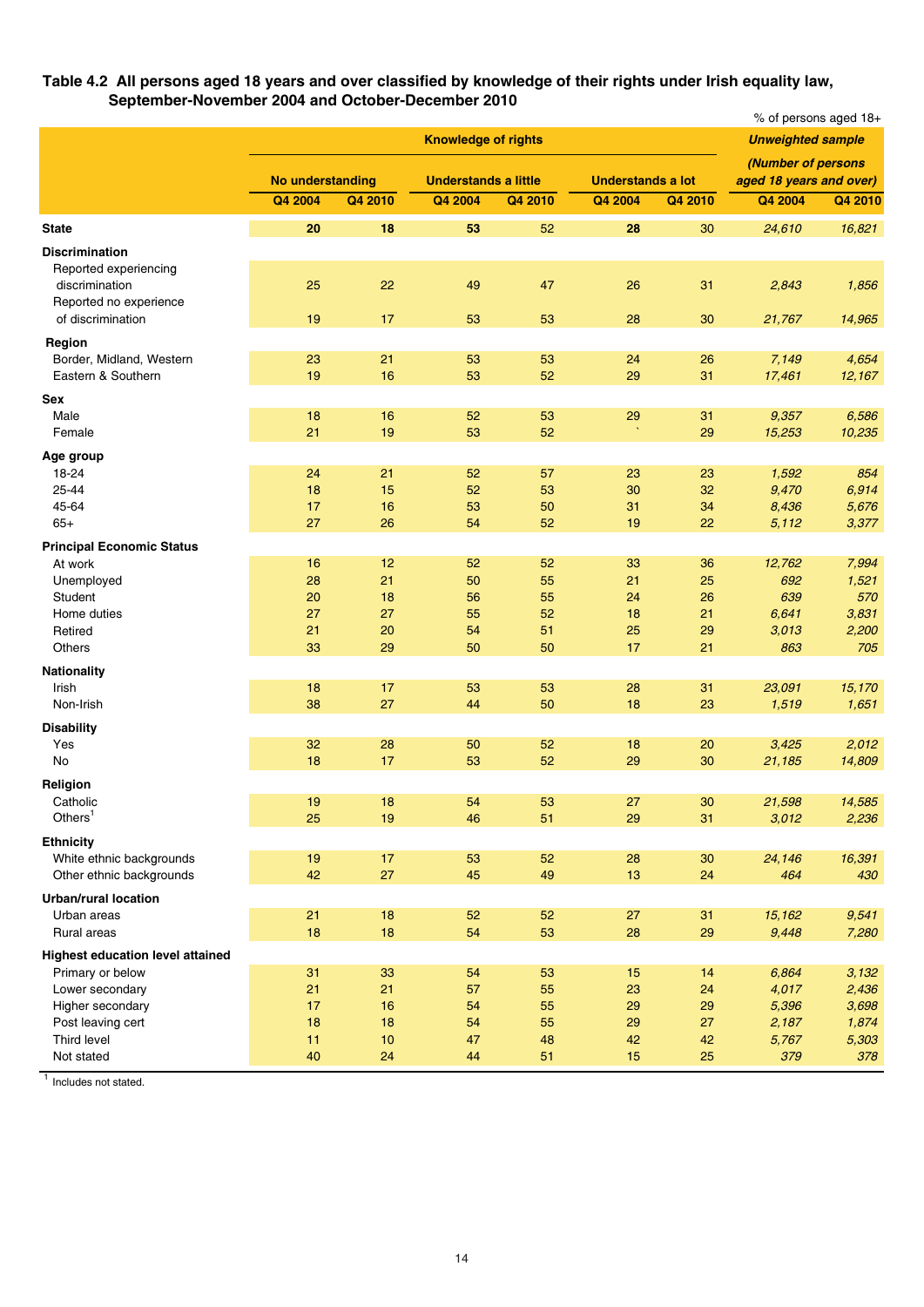**Table 4.2 All persons aged 18 years and over classified by knowledge of their rights under Irish equality law, September-November 2004 and October-December 2010**

% of persons aged 18+

| | Knowledge of rights | | | | | | *Unweighted sample (Number of persons aged 18 years and over)* | |
|---|---|---|---|---|---|---|---|---|
| | No understanding | | Understands a little | | Understands a lot | | | |
| | Q4 2004 | Q4 2010 | Q4 2004 | Q4 2010 | Q4 2004 | Q4 2010 | Q4 2004 | Q4 2010 |
| **State** | **20** | **18** | **53** | 52 | **28** | 30 | *24,610* | *16,821* |
| **Discrimination** | | | | | | | | |
| Reported experiencing discrimination | 25 | 22 | 49 | 47 | 26 | 31 | *2,843* | *1,856* |
| Reported no experience of discrimination | 19 | 17 | 53 | 53 | 28 | 30 | *21,767* | *14,965* |
| **Region** | | | | | | | | |
| Border, Midland, Western | 23 | 21 | 53 | 53 | 24 | 26 | *7,149* | *4,654* |
| Eastern & Southern | 19 | 16 | 53 | 52 | 29 | 31 | *17,461* | *12,167* |
| **Sex** | | | | | | | | |
| Male | 18 | 16 | 52 | 53 | 29 | 31 | *9,357* | *6,586* |
| Female | 21 | 19 | 53 | 52 | ` | 29 | *15,253* | *10,235* |
| **Age group** | | | | | | | | |
| 18-24 | 24 | 21 | 52 | 57 | 23 | 23 | *1,592* | *854* |
| 25-44 | 18 | 15 | 52 | 53 | 30 | 32 | *9,470* | *6,914* |
| 45-64 | 17 | 16 | 53 | 50 | 31 | 34 | *8,436* | *5,676* |
| 65+ | 27 | 26 | 54 | 52 | 19 | 22 | *5,112* | *3,377* |
| **Principal Economic Status** | | | | | | | | |
| At work | 16 | 12 | 52 | 52 | 33 | 36 | *12,762* | *7,994* |
| Unemployed | 28 | 21 | 50 | 55 | 21 | 25 | *692* | *1,521* |
| Student | 20 | 18 | 56 | 55 | 24 | 26 | *639* | *570* |
| Home duties | 27 | 27 | 55 | 52 | 18 | 21 | *6,641* | *3,831* |
| Retired | 21 | 20 | 54 | 51 | 25 | 29 | *3,013* | *2,200* |
| Others | 33 | 29 | 50 | 50 | 17 | 21 | *863* | *705* |
| **Nationality** | | | | | | | | |
| Irish | 18 | 17 | 53 | 53 | 28 | 31 | *23,091* | *15,170* |
| Non-Irish | 38 | 27 | 44 | 50 | 18 | 23 | *1,519* | *1,651* |
| **Disability** | | | | | | | | |
| Yes | 32 | 28 | 50 | 52 | 18 | 20 | *3,425* | *2,012* |
| No | 18 | 17 | 53 | 52 | 29 | 30 | *21,185* | *14,809* |
| **Religion** | | | | | | | | |
| Catholic | 19 | 18 | 54 | 53 | 27 | 30 | *21,598* | *14,585* |
| Others[1] | 25 | 19 | 46 | 51 | 29 | 31 | *3,012* | *2,236* |
| **Ethnicity** | | | | | | | | |
| White ethnic backgrounds | 19 | 17 | 53 | 52 | 28 | 30 | *24,146* | *16,391* |
| Other ethnic backgrounds | 42 | 27 | 45 | 49 | 13 | 24 | *464* | *430* |
| **Urban/rural location** | | | | | | | | |
| Urban areas | 21 | 18 | 52 | 52 | 27 | 31 | *15,162* | *9,541* |
| Rural areas | 18 | 18 | 54 | 53 | 28 | 29 | *9,448* | *7,280* |
| **Highest education level attained** | | | | | | | | |
| Primary or below | 31 | 33 | 54 | 53 | 15 | 14 | *6,864* | *3,132* |
| Lower secondary | 21 | 21 | 57 | 55 | 23 | 24 | *4,017* | *2,436* |
| Higher secondary | 17 | 16 | 54 | 55 | 29 | 29 | *5,396* | *3,698* |
| Post leaving cert | 18 | 18 | 54 | 55 | 29 | 27 | *2,187* | *1,874* |
| Third level | 11 | 10 | 47 | 48 | 42 | 42 | *5,767* | *5,303* |
| Not stated | 40 | 24 | 44 | 51 | 15 | 25 | *379* | *378* |

[1] Includes not stated.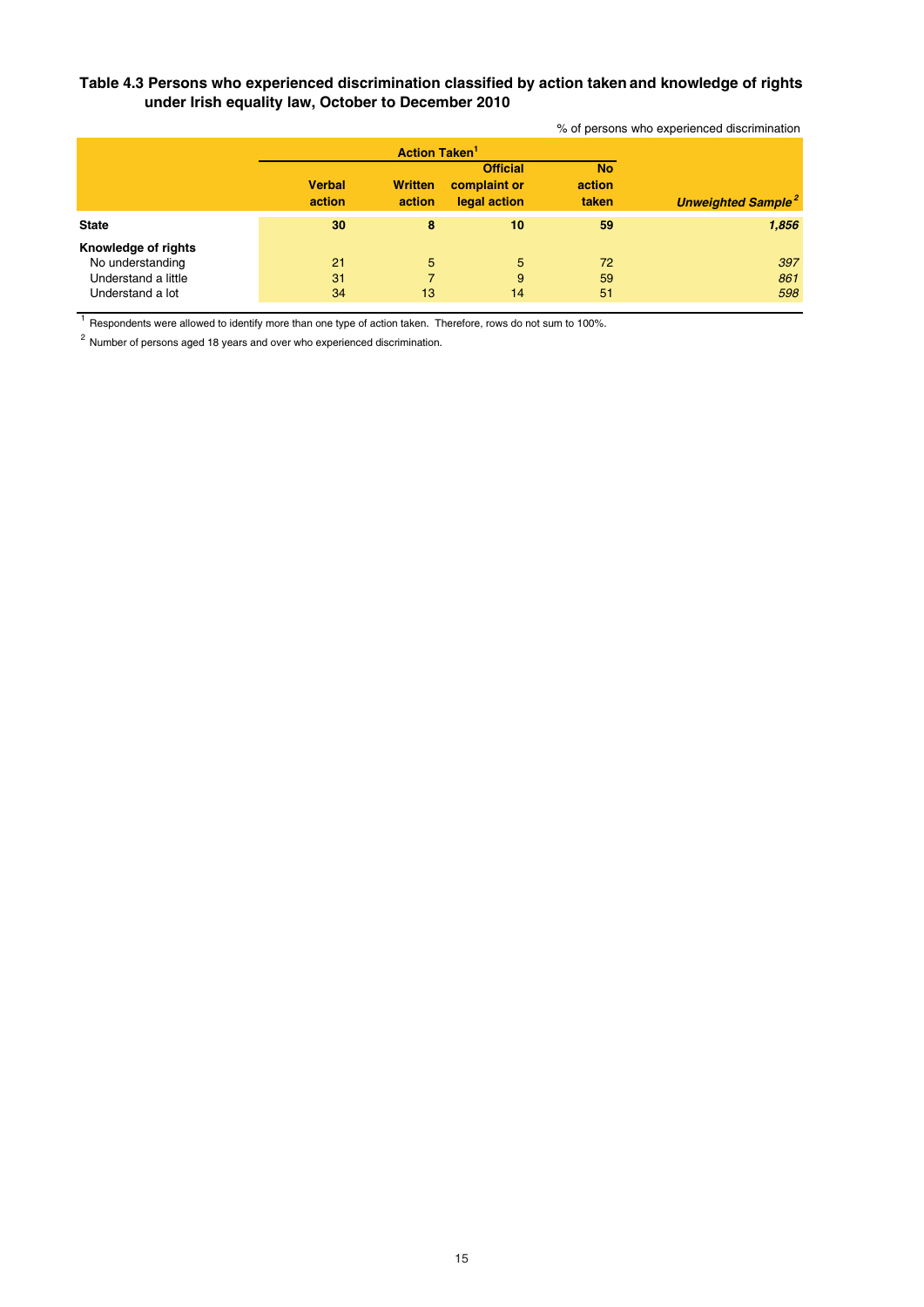**Table 4.3 Persons who experienced discrimination classified by action taken and knowledge of rights under Irish equality law, October to December 2010**

% of persons who experienced discrimination

| | Action Taken[1] | | | | |
|---|---|---|---|---|---|
| | **Verbal action** | **Written action** | **Official complaint or legal action** | **No action taken** | ***Unweighted Sample*[2]** |
| **State** | **30** | **8** | **10** | **59** | ***1,856*** |
| **Knowledge of rights** | | | | | |
| No understanding | 21 | 5 | 5 | 72 | *397* |
| Understand a little | 31 | 7 | 9 | 59 | *861* |
| Understand a lot | 34 | 13 | 14 | 51 | *598* |

[1] Respondents were allowed to identify more than one type of action taken. Therefore, rows do not sum to 100%.

[2] Number of persons aged 18 years and over who experienced discrimination.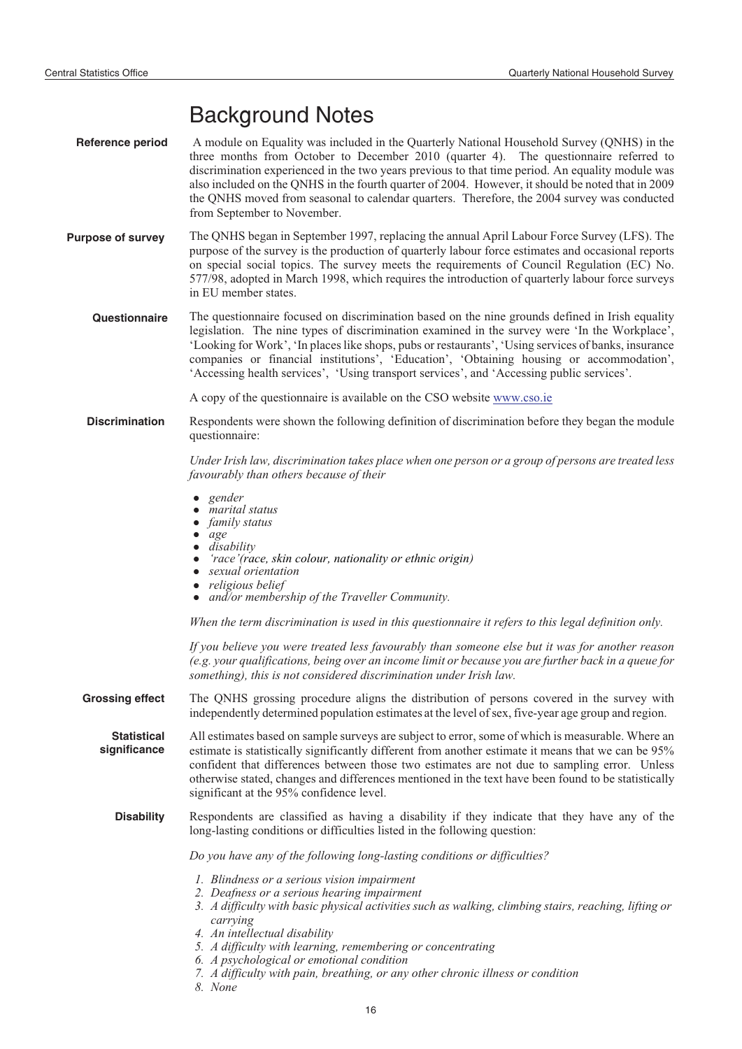# Background Notes

**Reference period** A module on Equality was included in the Quarterly National Household Survey (QNHS) in the three months from October to December 2010 (quarter 4). The questionnaire referred to discrimination experienced in the two years previous to that time period. An equality module was also included on the QNHS in the fourth quarter of 2004. However, it should be noted that in 2009 the QNHS moved from seasonal to calendar quarters. Therefore, the 2004 survey was conducted from September to November.

**Purpose of survey** The QNHS began in September 1997, replacing the annual April Labour Force Survey (LFS). The purpose of the survey is the production of quarterly labour force estimates and occasional reports on special social topics. The survey meets the requirements of Council Regulation (EC) No. 577/98, adopted in March 1998, which requires the introduction of quarterly labour force surveys in EU member states.

**Questionnaire** The questionnaire focused on discrimination based on the nine grounds defined in Irish equality legislation. The nine types of discrimination examined in the survey were 'In the Workplace', 'Looking for Work', 'In places like shops, pubs or restaurants', 'Using services of banks, insurance companies or financial institutions', 'Education', 'Obtaining housing or accommodation', 'Accessing health services', 'Using transport services', and 'Accessing public services'.

A copy of the questionnaire is available on the CSO website www.cso.ie

**Discrimination** Respondents were shown the following definition of discrimination before they began the module questionnaire:

*Under Irish law, discrimination takes place when one person or a group of persons are treated less favourably than others because of their*

- *gender*
- *marital status*
- *family status*
- *age*
- *disability*
- *'race'(race, skin colour, nationality or ethnic origin)*
- *sexual orientation*
- *religious belief*
- *and/or membership of the Traveller Community.*

*When the term discrimination is used in this questionnaire it refers to this legal definition only.*

*If you believe you were treated less favourably than someone else but it was for another reason (e.g. your qualifications, being over an income limit or because you are further back in a queue for something), this is not considered discrimination under Irish law.*

**Grossing effect** The QNHS grossing procedure aligns the distribution of persons covered in the survey with independently determined population estimates at the level of sex, five-year age group and region.

**Statistical significance** All estimates based on sample surveys are subject to error, some of which is measurable. Where an estimate is statistically significantly different from another estimate it means that we can be 95% confident that differences between those two estimates are not due to sampling error. Unless otherwise stated, changes and differences mentioned in the text have been found to be statistically significant at the 95% confidence level.

**Disability** Respondents are classified as having a disability if they indicate that they have any of the long-lasting conditions or difficulties listed in the following question:

*Do you have any of the following long-lasting conditions or difficulties?*

1. *Blindness or a serious vision impairment*
2. *Deafness or a serious hearing impairment*
3. *A difficulty with basic physical activities such as walking, climbing stairs, reaching, lifting or carrying*
4. *An intellectual disability*
5. *A difficulty with learning, remembering or concentrating*
6. *A psychological or emotional condition*
7. *A difficulty with pain, breathing, or any other chronic illness or condition*
8. *None*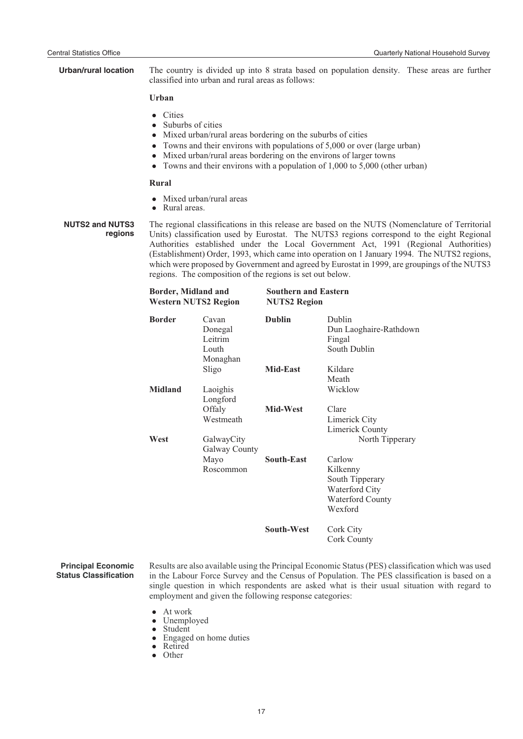**Urban/rural location**

The country is divided up into 8 strata based on population density. These areas are further classified into urban and rural areas as follows:

**Urban**

- Cities
- Suburbs of cities
- Mixed urban/rural areas bordering on the suburbs of cities
- Towns and their environs with populations of 5,000 or over (large urban)
- Mixed urban/rural areas bordering on the environs of larger towns
- Towns and their environs with a population of 1,000 to 5,000 (other urban)

**Rural**

- Mixed urban/rural areas
- Rural areas.

**NUTS2 and NUTS3 regions**

The regional classifications in this release are based on the NUTS (Nomenclature of Territorial Units) classification used by Eurostat. The NUTS3 regions correspond to the eight Regional Authorities established under the Local Government Act, 1991 (Regional Authorities) (Establishment) Order, 1993, which came into operation on 1 January 1994. The NUTS2 regions, which were proposed by Government and agreed by Eurostat in 1999, are groupings of the NUTS3 regions. The composition of the regions is set out below.

| Border, Midland and Western NUTS2 Region | | Southern and Eastern NUTS2 Region | |
|---|---|---|---|
| **Border** | Cavan<br>Donegal<br>Leitrim<br>Louth<br>Monaghan<br>Sligo | **Dublin** | Dublin<br>Dun Laoghaire-Rathdown<br>Fingal<br>South Dublin |
| **Midland** | Laoighis<br>Longford<br>Offaly<br>Westmeath | **Mid-East** | Kildare<br>Meath<br>Wicklow |
| **West** | GalwayCity<br>Galway County<br>Mayo<br>Roscommon | **Mid-West** | Clare<br>Limerick City<br>Limerick County<br>North Tipperary |
| | | **South-East** | Carlow<br>Kilkenny<br>South Tipperary<br>Waterford City<br>Waterford County<br>Wexford |
| | | **South-West** | Cork City<br>Cork County |

**Principal Economic Status Classification**

Results are also available using the Principal Economic Status (PES) classification which was used in the Labour Force Survey and the Census of Population. The PES classification is based on a single question in which respondents are asked what is their usual situation with regard to employment and given the following response categories:

- At work
- Unemployed
- Student
- Engaged on home duties
- Retired
- Other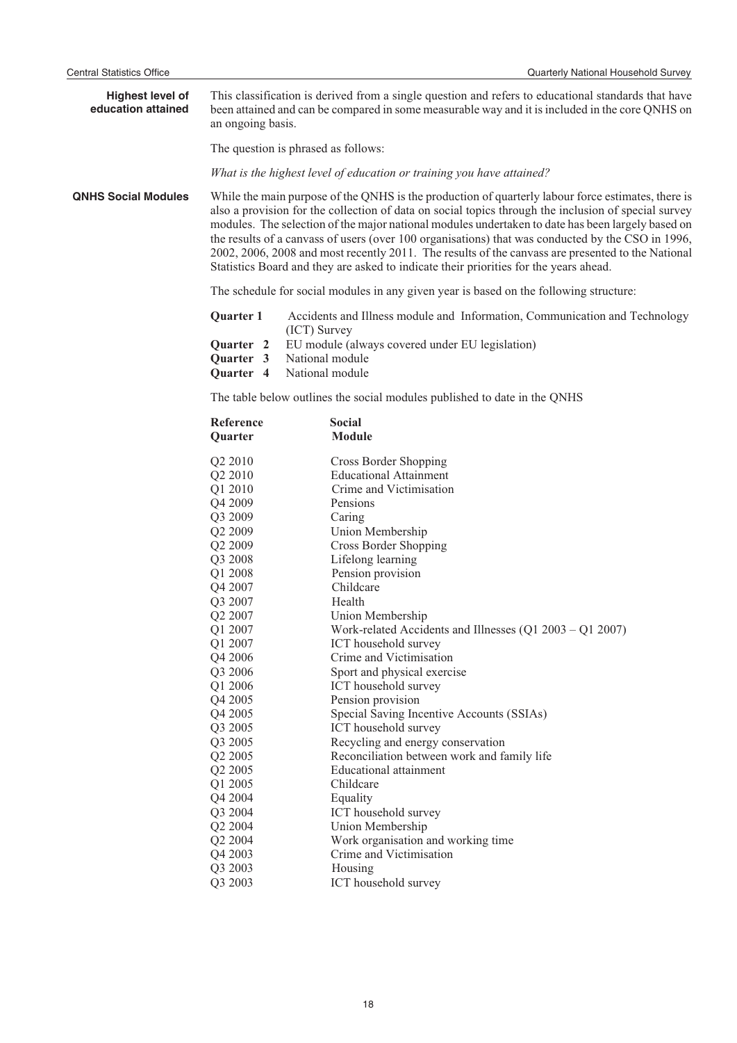### Highest level of education attained

This classification is derived from a single question and refers to educational standards that have been attained and can be compared in some measurable way and it is included in the core QNHS on an ongoing basis.

The question is phrased as follows:

*What is the highest level of education or training you have attained?*

### QNHS Social Modules

While the main purpose of the QNHS is the production of quarterly labour force estimates, there is also a provision for the collection of data on social topics through the inclusion of special survey modules. The selection of the major national modules undertaken to date has been largely based on the results of a canvass of users (over 100 organisations) that was conducted by the CSO in 1996, 2002, 2006, 2008 and most recently 2011. The results of the canvass are presented to the National Statistics Board and they are asked to indicate their priorities for the years ahead.

The schedule for social modules in any given year is based on the following structure:

- **Quarter 1** Accidents and Illness module and Information, Communication and Technology (ICT) Survey
- **Quarter 2** EU module (always covered under EU legislation)
- **Quarter 3** National module
- **Quarter 4** National module

The table below outlines the social modules published to date in the QNHS

| Reference Quarter | Social Module |
|---|---|
| Q2 2010 | Cross Border Shopping |
| Q2 2010 | Educational Attainment |
| Q1 2010 | Crime and Victimisation |
| Q4 2009 | Pensions |
| Q3 2009 | Caring |
| Q2 2009 | Union Membership |
| Q2 2009 | Cross Border Shopping |
| Q3 2008 | Lifelong learning |
| Q1 2008 | Pension provision |
| Q4 2007 | Childcare |
| Q3 2007 | Health |
| Q2 2007 | Union Membership |
| Q1 2007 | Work-related Accidents and Illnesses (Q1 2003 – Q1 2007) |
| Q1 2007 | ICT household survey |
| Q4 2006 | Crime and Victimisation |
| Q3 2006 | Sport and physical exercise |
| Q1 2006 | ICT household survey |
| Q4 2005 | Pension provision |
| Q4 2005 | Special Saving Incentive Accounts (SSIAs) |
| Q3 2005 | ICT household survey |
| Q3 2005 | Recycling and energy conservation |
| Q2 2005 | Reconciliation between work and family life |
| Q2 2005 | Educational attainment |
| Q1 2005 | Childcare |
| Q4 2004 | Equality |
| Q3 2004 | ICT household survey |
| Q2 2004 | Union Membership |
| Q2 2004 | Work organisation and working time |
| Q4 2003 | Crime and Victimisation |
| Q3 2003 | Housing |
| Q3 2003 | ICT household survey |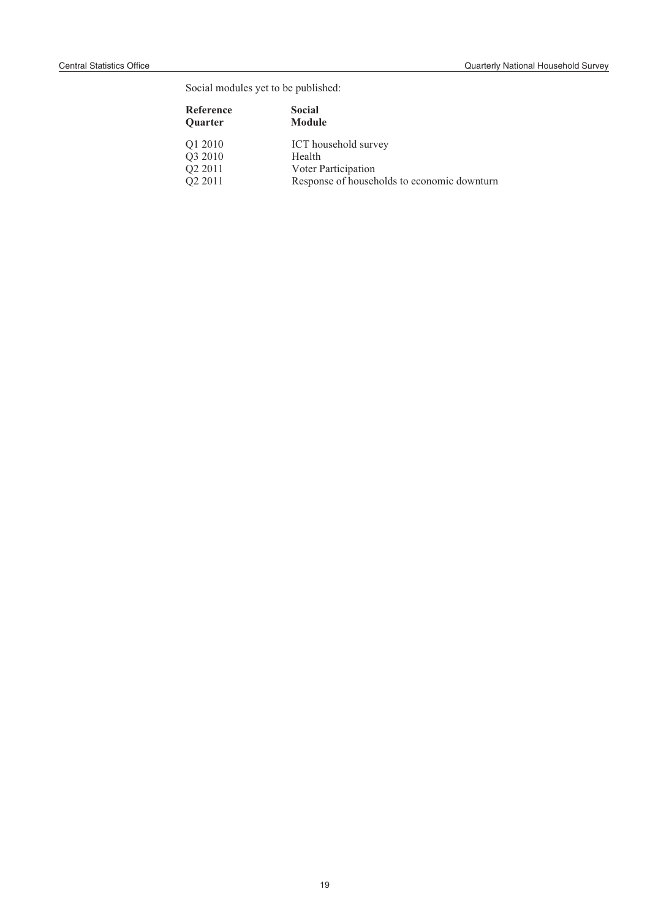Social modules yet to be published:

| Reference Quarter | Social Module |
| --- | --- |
| Q1 2010 | ICT household survey |
| Q3 2010 | Health |
| Q2 2011 | Voter Participation |
| Q2 2011 | Response of households to economic downturn |